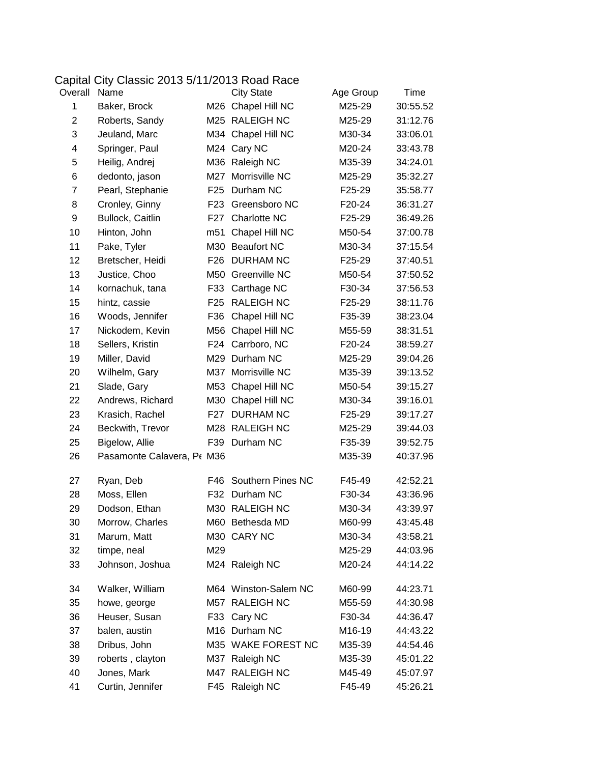# Capital City Classic 2013 5/11/2013 Road Race

| Overall | Name | | City State | Age Group | Time |
|---|---|---|---|---|---|
| 1 | Baker, Brock | M26 | Chapel Hill NC | M25-29 | 30:55.52 |
| 2 | Roberts, Sandy | M25 | RALEIGH NC | M25-29 | 31:12.76 |
| 3 | Jeuland, Marc | M34 | Chapel Hill NC | M30-34 | 33:06.01 |
| 4 | Springer, Paul | M24 | Cary NC | M20-24 | 33:43.78 |
| 5 | Heilig, Andrej | M36 | Raleigh NC | M35-39 | 34:24.01 |
| 6 | dedonto, jason | M27 | Morrisville NC | M25-29 | 35:32.27 |
| 7 | Pearl, Stephanie | F25 | Durham NC | F25-29 | 35:58.77 |
| 8 | Cronley, Ginny | F23 | Greensboro NC | F20-24 | 36:31.27 |
| 9 | Bullock, Caitlin | F27 | Charlotte NC | F25-29 | 36:49.26 |
| 10 | Hinton, John | m51 | Chapel Hill NC | M50-54 | 37:00.78 |
| 11 | Pake, Tyler | M30 | Beaufort NC | M30-34 | 37:15.54 |
| 12 | Bretscher, Heidi | F26 | DURHAM NC | F25-29 | 37:40.51 |
| 13 | Justice, Choo | M50 | Greenville NC | M50-54 | 37:50.52 |
| 14 | kornachuk, tana | F33 | Carthage NC | F30-34 | 37:56.53 |
| 15 | hintz, cassie | F25 | RALEIGH NC | F25-29 | 38:11.76 |
| 16 | Woods, Jennifer | F36 | Chapel Hill NC | F35-39 | 38:23.04 |
| 17 | Nickodem, Kevin | M56 | Chapel Hill NC | M55-59 | 38:31.51 |
| 18 | Sellers, Kristin | F24 | Carrboro, NC | F20-24 | 38:59.27 |
| 19 | Miller, David | M29 | Durham NC | M25-29 | 39:04.26 |
| 20 | Wilhelm, Gary | M37 | Morrisville NC | M35-39 | 39:13.52 |
| 21 | Slade, Gary | M53 | Chapel Hill NC | M50-54 | 39:15.27 |
| 22 | Andrews, Richard | M30 | Chapel Hill NC | M30-34 | 39:16.01 |
| 23 | Krasich, Rachel | F27 | DURHAM NC | F25-29 | 39:17.27 |
| 24 | Beckwith, Trevor | M28 | RALEIGH NC | M25-29 | 39:44.03 |
| 25 | Bigelow, Allie | F39 | Durham NC | F35-39 | 39:52.75 |
| 26 | Pasamonte Calavera, Pe | M36 | | M35-39 | 40:37.96 |
| 27 | Ryan, Deb | F46 | Southern Pines NC | F45-49 | 42:52.21 |
| 28 | Moss, Ellen | F32 | Durham NC | F30-34 | 43:36.96 |
| 29 | Dodson, Ethan | M30 | RALEIGH NC | M30-34 | 43:39.97 |
| 30 | Morrow, Charles | M60 | Bethesda MD | M60-99 | 43:45.48 |
| 31 | Marum, Matt | M30 | CARY NC | M30-34 | 43:58.21 |
| 32 | timpe, neal | M29 | | M25-29 | 44:03.96 |
| 33 | Johnson, Joshua | M24 | Raleigh NC | M20-24 | 44:14.22 |
| 34 | Walker, William | M64 | Winston-Salem NC | M60-99 | 44:23.71 |
| 35 | howe, george | M57 | RALEIGH NC | M55-59 | 44:30.98 |
| 36 | Heuser, Susan | F33 | Cary NC | F30-34 | 44:36.47 |
| 37 | balen, austin | M16 | Durham NC | M16-19 | 44:43.22 |
| 38 | Dribus, John | M35 | WAKE FOREST NC | M35-39 | 44:54.46 |
| 39 | roberts , clayton | M37 | Raleigh NC | M35-39 | 45:01.22 |
| 40 | Jones, Mark | M47 | RALEIGH NC | M45-49 | 45:07.97 |
| 41 | Curtin, Jennifer | F45 | Raleigh NC | F45-49 | 45:26.21 |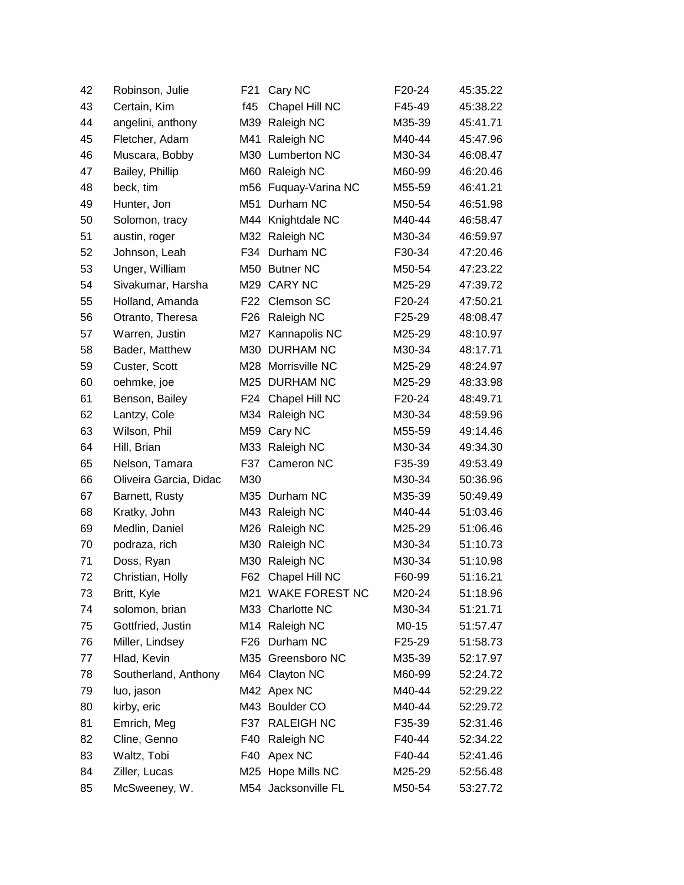| | | | | | |
|---|---|---|---|---|---|
| 42 | Robinson, Julie | F21 | Cary NC | F20-24 | 45:35.22 |
| 43 | Certain, Kim | f45 | Chapel Hill NC | F45-49 | 45:38.22 |
| 44 | angelini, anthony | M39 | Raleigh NC | M35-39 | 45:41.71 |
| 45 | Fletcher, Adam | M41 | Raleigh NC | M40-44 | 45:47.96 |
| 46 | Muscara, Bobby | M30 | Lumberton NC | M30-34 | 46:08.47 |
| 47 | Bailey, Phillip | M60 | Raleigh NC | M60-99 | 46:20.46 |
| 48 | beck, tim | m56 | Fuquay-Varina NC | M55-59 | 46:41.21 |
| 49 | Hunter, Jon | M51 | Durham NC | M50-54 | 46:51.98 |
| 50 | Solomon, tracy | M44 | Knightdale NC | M40-44 | 46:58.47 |
| 51 | austin, roger | M32 | Raleigh NC | M30-34 | 46:59.97 |
| 52 | Johnson, Leah | F34 | Durham NC | F30-34 | 47:20.46 |
| 53 | Unger, William | M50 | Butner NC | M50-54 | 47:23.22 |
| 54 | Sivakumar, Harsha | M29 | CARY NC | M25-29 | 47:39.72 |
| 55 | Holland, Amanda | F22 | Clemson SC | F20-24 | 47:50.21 |
| 56 | Otranto, Theresa | F26 | Raleigh NC | F25-29 | 48:08.47 |
| 57 | Warren, Justin | M27 | Kannapolis NC | M25-29 | 48:10.97 |
| 58 | Bader, Matthew | M30 | DURHAM NC | M30-34 | 48:17.71 |
| 59 | Custer, Scott | M28 | Morrisville NC | M25-29 | 48:24.97 |
| 60 | oehmke, joe | M25 | DURHAM NC | M25-29 | 48:33.98 |
| 61 | Benson, Bailey | F24 | Chapel Hill NC | F20-24 | 48:49.71 |
| 62 | Lantzy, Cole | M34 | Raleigh NC | M30-34 | 48:59.96 |
| 63 | Wilson, Phil | M59 | Cary NC | M55-59 | 49:14.46 |
| 64 | Hill, Brian | M33 | Raleigh NC | M30-34 | 49:34.30 |
| 65 | Nelson, Tamara | F37 | Cameron NC | F35-39 | 49:53.49 |
| 66 | Oliveira Garcia, Didac | M30 | | M30-34 | 50:36.96 |
| 67 | Barnett, Rusty | M35 | Durham NC | M35-39 | 50:49.49 |
| 68 | Kratky, John | M43 | Raleigh NC | M40-44 | 51:03.46 |
| 69 | Medlin, Daniel | M26 | Raleigh NC | M25-29 | 51:06.46 |
| 70 | podraza, rich | M30 | Raleigh NC | M30-34 | 51:10.73 |
| 71 | Doss, Ryan | M30 | Raleigh NC | M30-34 | 51:10.98 |
| 72 | Christian, Holly | F62 | Chapel Hill NC | F60-99 | 51:16.21 |
| 73 | Britt, Kyle | M21 | WAKE FOREST NC | M20-24 | 51:18.96 |
| 74 | solomon, brian | M33 | Charlotte NC | M30-34 | 51:21.71 |
| 75 | Gottfried, Justin | M14 | Raleigh NC | M0-15 | 51:57.47 |
| 76 | Miller, Lindsey | F26 | Durham NC | F25-29 | 51:58.73 |
| 77 | Hlad, Kevin | M35 | Greensboro NC | M35-39 | 52:17.97 |
| 78 | Southerland, Anthony | M64 | Clayton NC | M60-99 | 52:24.72 |
| 79 | luo, jason | M42 | Apex NC | M40-44 | 52:29.22 |
| 80 | kirby, eric | M43 | Boulder CO | M40-44 | 52:29.72 |
| 81 | Emrich, Meg | F37 | RALEIGH NC | F35-39 | 52:31.46 |
| 82 | Cline, Genno | F40 | Raleigh NC | F40-44 | 52:34.22 |
| 83 | Waltz, Tobi | F40 | Apex NC | F40-44 | 52:41.46 |
| 84 | Ziller, Lucas | M25 | Hope Mills NC | M25-29 | 52:56.48 |
| 85 | McSweeney, W. | M54 | Jacksonville FL | M50-54 | 53:27.72 |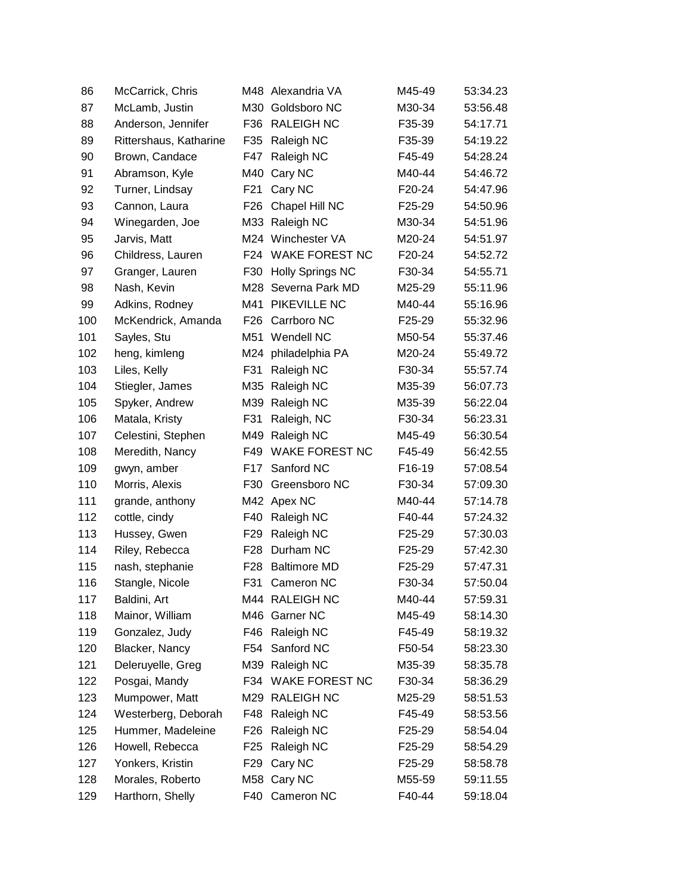| | | | | | |
|---|---|---|---|---|---|
| 86 | McCarrick, Chris | M48 | Alexandria VA | M45-49 | 53:34.23 |
| 87 | McLamb, Justin | M30 | Goldsboro NC | M30-34 | 53:56.48 |
| 88 | Anderson, Jennifer | F36 | RALEIGH NC | F35-39 | 54:17.71 |
| 89 | Rittershaus, Katharine | F35 | Raleigh NC | F35-39 | 54:19.22 |
| 90 | Brown, Candace | F47 | Raleigh NC | F45-49 | 54:28.24 |
| 91 | Abramson, Kyle | M40 | Cary NC | M40-44 | 54:46.72 |
| 92 | Turner, Lindsay | F21 | Cary NC | F20-24 | 54:47.96 |
| 93 | Cannon, Laura | F26 | Chapel Hill NC | F25-29 | 54:50.96 |
| 94 | Winegarden, Joe | M33 | Raleigh NC | M30-34 | 54:51.96 |
| 95 | Jarvis, Matt | M24 | Winchester VA | M20-24 | 54:51.97 |
| 96 | Childress, Lauren | F24 | WAKE FOREST NC | F20-24 | 54:52.72 |
| 97 | Granger, Lauren | F30 | Holly Springs NC | F30-34 | 54:55.71 |
| 98 | Nash, Kevin | M28 | Severna Park MD | M25-29 | 55:11.96 |
| 99 | Adkins, Rodney | M41 | PIKEVILLE NC | M40-44 | 55:16.96 |
| 100 | McKendrick, Amanda | F26 | Carrboro NC | F25-29 | 55:32.96 |
| 101 | Sayles, Stu | M51 | Wendell NC | M50-54 | 55:37.46 |
| 102 | heng, kimleng | M24 | philadelphia PA | M20-24 | 55:49.72 |
| 103 | Liles, Kelly | F31 | Raleigh NC | F30-34 | 55:57.74 |
| 104 | Stiegler, James | M35 | Raleigh NC | M35-39 | 56:07.73 |
| 105 | Spyker, Andrew | M39 | Raleigh NC | M35-39 | 56:22.04 |
| 106 | Matala, Kristy | F31 | Raleigh, NC | F30-34 | 56:23.31 |
| 107 | Celestini, Stephen | M49 | Raleigh NC | M45-49 | 56:30.54 |
| 108 | Meredith, Nancy | F49 | WAKE FOREST NC | F45-49 | 56:42.55 |
| 109 | gwyn, amber | F17 | Sanford NC | F16-19 | 57:08.54 |
| 110 | Morris, Alexis | F30 | Greensboro NC | F30-34 | 57:09.30 |
| 111 | grande, anthony | M42 | Apex NC | M40-44 | 57:14.78 |
| 112 | cottle, cindy | F40 | Raleigh NC | F40-44 | 57:24.32 |
| 113 | Hussey, Gwen | F29 | Raleigh NC | F25-29 | 57:30.03 |
| 114 | Riley, Rebecca | F28 | Durham NC | F25-29 | 57:42.30 |
| 115 | nash, stephanie | F28 | Baltimore MD | F25-29 | 57:47.31 |
| 116 | Stangle, Nicole | F31 | Cameron NC | F30-34 | 57:50.04 |
| 117 | Baldini, Art | M44 | RALEIGH NC | M40-44 | 57:59.31 |
| 118 | Mainor, William | M46 | Garner NC | M45-49 | 58:14.30 |
| 119 | Gonzalez, Judy | F46 | Raleigh NC | F45-49 | 58:19.32 |
| 120 | Blacker, Nancy | F54 | Sanford NC | F50-54 | 58:23.30 |
| 121 | Deleruyelle, Greg | M39 | Raleigh NC | M35-39 | 58:35.78 |
| 122 | Posgai, Mandy | F34 | WAKE FOREST NC | F30-34 | 58:36.29 |
| 123 | Mumpower, Matt | M29 | RALEIGH NC | M25-29 | 58:51.53 |
| 124 | Westerberg, Deborah | F48 | Raleigh NC | F45-49 | 58:53.56 |
| 125 | Hummer, Madeleine | F26 | Raleigh NC | F25-29 | 58:54.04 |
| 126 | Howell, Rebecca | F25 | Raleigh NC | F25-29 | 58:54.29 |
| 127 | Yonkers, Kristin | F29 | Cary NC | F25-29 | 58:58.78 |
| 128 | Morales, Roberto | M58 | Cary NC | M55-59 | 59:11.55 |
| 129 | Harthorn, Shelly | F40 | Cameron NC | F40-44 | 59:18.04 |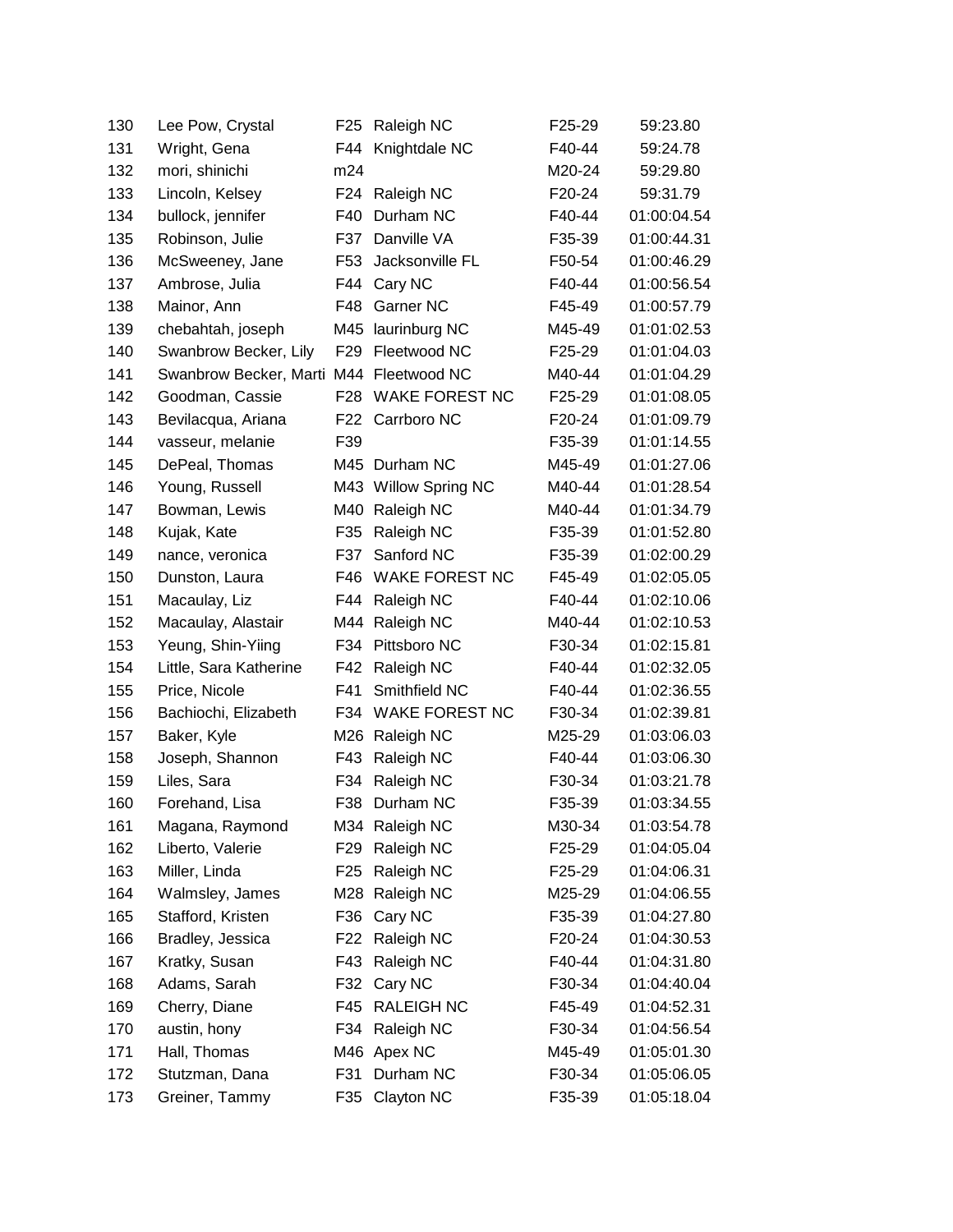| | | | | | |
|---|---|---|---|---|---|
| 130 | Lee Pow, Crystal | F25 | Raleigh NC | F25-29 | 59:23.80 |
| 131 | Wright, Gena | F44 | Knightdale NC | F40-44 | 59:24.78 |
| 132 | mori, shinichi | m24 | | M20-24 | 59:29.80 |
| 133 | Lincoln, Kelsey | F24 | Raleigh NC | F20-24 | 59:31.79 |
| 134 | bullock, jennifer | F40 | Durham NC | F40-44 | 01:00:04.54 |
| 135 | Robinson, Julie | F37 | Danville VA | F35-39 | 01:00:44.31 |
| 136 | McSweeney, Jane | F53 | Jacksonville FL | F50-54 | 01:00:46.29 |
| 137 | Ambrose, Julia | F44 | Cary NC | F40-44 | 01:00:56.54 |
| 138 | Mainor, Ann | F48 | Garner NC | F45-49 | 01:00:57.79 |
| 139 | chebahtah, joseph | M45 | laurinburg NC | M45-49 | 01:01:02.53 |
| 140 | Swanbrow Becker, Lily | F29 | Fleetwood NC | F25-29 | 01:01:04.03 |
| 141 | Swanbrow Becker, Marti | M44 | Fleetwood NC | M40-44 | 01:01:04.29 |
| 142 | Goodman, Cassie | F28 | WAKE FOREST NC | F25-29 | 01:01:08.05 |
| 143 | Bevilacqua, Ariana | F22 | Carrboro NC | F20-24 | 01:01:09.79 |
| 144 | vasseur, melanie | F39 | | F35-39 | 01:01:14.55 |
| 145 | DePeal, Thomas | M45 | Durham NC | M45-49 | 01:01:27.06 |
| 146 | Young, Russell | M43 | Willow Spring NC | M40-44 | 01:01:28.54 |
| 147 | Bowman, Lewis | M40 | Raleigh NC | M40-44 | 01:01:34.79 |
| 148 | Kujak, Kate | F35 | Raleigh NC | F35-39 | 01:01:52.80 |
| 149 | nance, veronica | F37 | Sanford NC | F35-39 | 01:02:00.29 |
| 150 | Dunston, Laura | F46 | WAKE FOREST NC | F45-49 | 01:02:05.05 |
| 151 | Macaulay, Liz | F44 | Raleigh NC | F40-44 | 01:02:10.06 |
| 152 | Macaulay, Alastair | M44 | Raleigh NC | M40-44 | 01:02:10.53 |
| 153 | Yeung, Shin-Yiing | F34 | Pittsboro NC | F30-34 | 01:02:15.81 |
| 154 | Little, Sara Katherine | F42 | Raleigh NC | F40-44 | 01:02:32.05 |
| 155 | Price, Nicole | F41 | Smithfield NC | F40-44 | 01:02:36.55 |
| 156 | Bachiochi, Elizabeth | F34 | WAKE FOREST NC | F30-34 | 01:02:39.81 |
| 157 | Baker, Kyle | M26 | Raleigh NC | M25-29 | 01:03:06.03 |
| 158 | Joseph, Shannon | F43 | Raleigh NC | F40-44 | 01:03:06.30 |
| 159 | Liles, Sara | F34 | Raleigh NC | F30-34 | 01:03:21.78 |
| 160 | Forehand, Lisa | F38 | Durham NC | F35-39 | 01:03:34.55 |
| 161 | Magana, Raymond | M34 | Raleigh NC | M30-34 | 01:03:54.78 |
| 162 | Liberto, Valerie | F29 | Raleigh NC | F25-29 | 01:04:05.04 |
| 163 | Miller, Linda | F25 | Raleigh NC | F25-29 | 01:04:06.31 |
| 164 | Walmsley, James | M28 | Raleigh NC | M25-29 | 01:04:06.55 |
| 165 | Stafford, Kristen | F36 | Cary NC | F35-39 | 01:04:27.80 |
| 166 | Bradley, Jessica | F22 | Raleigh NC | F20-24 | 01:04:30.53 |
| 167 | Kratky, Susan | F43 | Raleigh NC | F40-44 | 01:04:31.80 |
| 168 | Adams, Sarah | F32 | Cary NC | F30-34 | 01:04:40.04 |
| 169 | Cherry, Diane | F45 | RALEIGH NC | F45-49 | 01:04:52.31 |
| 170 | austin, hony | F34 | Raleigh NC | F30-34 | 01:04:56.54 |
| 171 | Hall, Thomas | M46 | Apex NC | M45-49 | 01:05:01.30 |
| 172 | Stutzman, Dana | F31 | Durham NC | F30-34 | 01:05:06.05 |
| 173 | Greiner, Tammy | F35 | Clayton NC | F35-39 | 01:05:18.04 |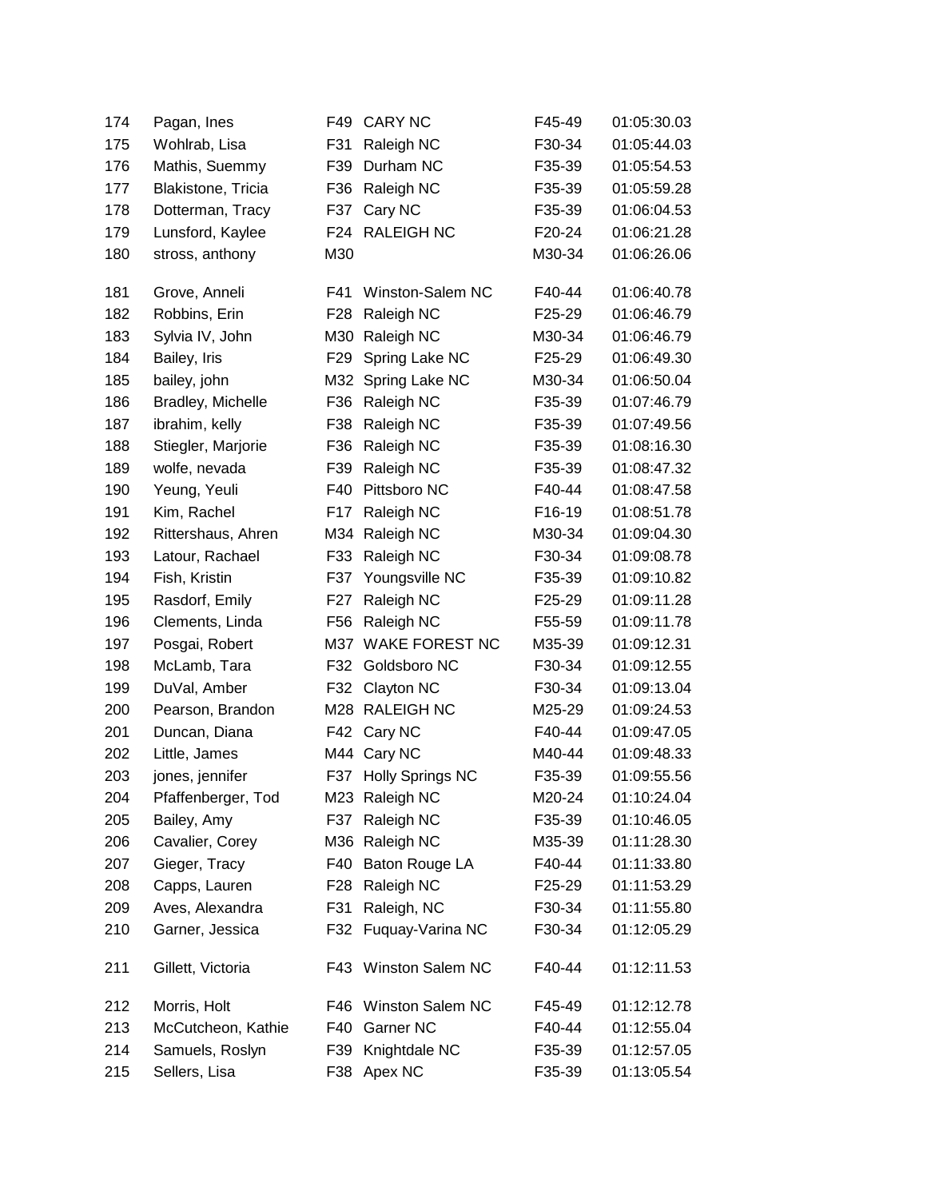| | | | | | |
|---|---|---|---|---|---|
| 174 | Pagan, Ines | F49 | CARY NC | F45-49 | 01:05:30.03 |
| 175 | Wohlrab, Lisa | F31 | Raleigh NC | F30-34 | 01:05:44.03 |
| 176 | Mathis, Suemmy | F39 | Durham NC | F35-39 | 01:05:54.53 |
| 177 | Blakistone, Tricia | F36 | Raleigh NC | F35-39 | 01:05:59.28 |
| 178 | Dotterman, Tracy | F37 | Cary NC | F35-39 | 01:06:04.53 |
| 179 | Lunsford, Kaylee | F24 | RALEIGH NC | F20-24 | 01:06:21.28 |
| 180 | stross, anthony | M30 | | M30-34 | 01:06:26.06 |
| 181 | Grove, Anneli | F41 | Winston-Salem NC | F40-44 | 01:06:40.78 |
| 182 | Robbins, Erin | F28 | Raleigh NC | F25-29 | 01:06:46.79 |
| 183 | Sylvia IV, John | M30 | Raleigh NC | M30-34 | 01:06:46.79 |
| 184 | Bailey, Iris | F29 | Spring Lake NC | F25-29 | 01:06:49.30 |
| 185 | bailey, john | M32 | Spring Lake NC | M30-34 | 01:06:50.04 |
| 186 | Bradley, Michelle | F36 | Raleigh NC | F35-39 | 01:07:46.79 |
| 187 | ibrahim, kelly | F38 | Raleigh NC | F35-39 | 01:07:49.56 |
| 188 | Stiegler, Marjorie | F36 | Raleigh NC | F35-39 | 01:08:16.30 |
| 189 | wolfe, nevada | F39 | Raleigh NC | F35-39 | 01:08:47.32 |
| 190 | Yeung, Yeuli | F40 | Pittsboro NC | F40-44 | 01:08:47.58 |
| 191 | Kim, Rachel | F17 | Raleigh NC | F16-19 | 01:08:51.78 |
| 192 | Rittershaus, Ahren | M34 | Raleigh NC | M30-34 | 01:09:04.30 |
| 193 | Latour, Rachael | F33 | Raleigh NC | F30-34 | 01:09:08.78 |
| 194 | Fish, Kristin | F37 | Youngsville NC | F35-39 | 01:09:10.82 |
| 195 | Rasdorf, Emily | F27 | Raleigh NC | F25-29 | 01:09:11.28 |
| 196 | Clements, Linda | F56 | Raleigh NC | F55-59 | 01:09:11.78 |
| 197 | Posgai, Robert | M37 | WAKE FOREST NC | M35-39 | 01:09:12.31 |
| 198 | McLamb, Tara | F32 | Goldsboro NC | F30-34 | 01:09:12.55 |
| 199 | DuVal, Amber | F32 | Clayton NC | F30-34 | 01:09:13.04 |
| 200 | Pearson, Brandon | M28 | RALEIGH NC | M25-29 | 01:09:24.53 |
| 201 | Duncan, Diana | F42 | Cary NC | F40-44 | 01:09:47.05 |
| 202 | Little, James | M44 | Cary NC | M40-44 | 01:09:48.33 |
| 203 | jones, jennifer | F37 | Holly Springs NC | F35-39 | 01:09:55.56 |
| 204 | Pfaffenberger, Tod | M23 | Raleigh NC | M20-24 | 01:10:24.04 |
| 205 | Bailey, Amy | F37 | Raleigh NC | F35-39 | 01:10:46.05 |
| 206 | Cavalier, Corey | M36 | Raleigh NC | M35-39 | 01:11:28.30 |
| 207 | Gieger, Tracy | F40 | Baton Rouge LA | F40-44 | 01:11:33.80 |
| 208 | Capps, Lauren | F28 | Raleigh NC | F25-29 | 01:11:53.29 |
| 209 | Aves, Alexandra | F31 | Raleigh, NC | F30-34 | 01:11:55.80 |
| 210 | Garner, Jessica | F32 | Fuquay-Varina NC | F30-34 | 01:12:05.29 |
| 211 | Gillett, Victoria | F43 | Winston Salem NC | F40-44 | 01:12:11.53 |
| 212 | Morris, Holt | F46 | Winston Salem NC | F45-49 | 01:12:12.78 |
| 213 | McCutcheon, Kathie | F40 | Garner NC | F40-44 | 01:12:55.04 |
| 214 | Samuels, Roslyn | F39 | Knightdale NC | F35-39 | 01:12:57.05 |
| 215 | Sellers, Lisa | F38 | Apex NC | F35-39 | 01:13:05.54 |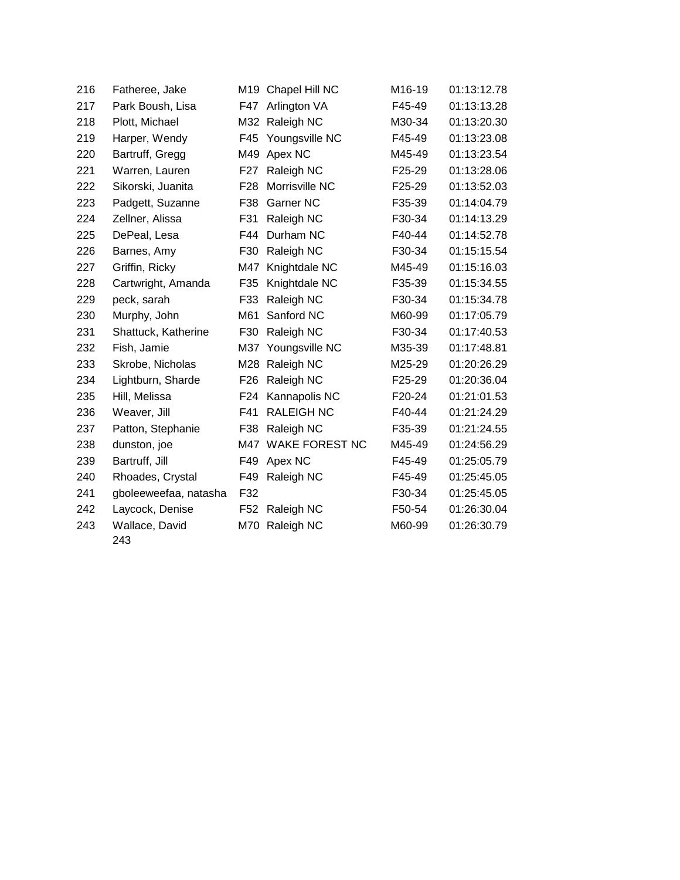| | | | | | |
|---|---|---|---|---|---|
| 216 | Fatheree, Jake | M19 | Chapel Hill NC | M16-19 | 01:13:12.78 |
| 217 | Park Boush, Lisa | F47 | Arlington VA | F45-49 | 01:13:13.28 |
| 218 | Plott, Michael | M32 | Raleigh NC | M30-34 | 01:13:20.30 |
| 219 | Harper, Wendy | F45 | Youngsville NC | F45-49 | 01:13:23.08 |
| 220 | Bartruff, Gregg | M49 | Apex NC | M45-49 | 01:13:23.54 |
| 221 | Warren, Lauren | F27 | Raleigh NC | F25-29 | 01:13:28.06 |
| 222 | Sikorski, Juanita | F28 | Morrisville NC | F25-29 | 01:13:52.03 |
| 223 | Padgett, Suzanne | F38 | Garner NC | F35-39 | 01:14:04.79 |
| 224 | Zellner, Alissa | F31 | Raleigh NC | F30-34 | 01:14:13.29 |
| 225 | DePeal, Lesa | F44 | Durham NC | F40-44 | 01:14:52.78 |
| 226 | Barnes, Amy | F30 | Raleigh NC | F30-34 | 01:15:15.54 |
| 227 | Griffin, Ricky | M47 | Knightdale NC | M45-49 | 01:15:16.03 |
| 228 | Cartwright, Amanda | F35 | Knightdale NC | F35-39 | 01:15:34.55 |
| 229 | peck, sarah | F33 | Raleigh NC | F30-34 | 01:15:34.78 |
| 230 | Murphy, John | M61 | Sanford NC | M60-99 | 01:17:05.79 |
| 231 | Shattuck, Katherine | F30 | Raleigh NC | F30-34 | 01:17:40.53 |
| 232 | Fish, Jamie | M37 | Youngsville NC | M35-39 | 01:17:48.81 |
| 233 | Skrobe, Nicholas | M28 | Raleigh NC | M25-29 | 01:20:26.29 |
| 234 | Lightburn, Sharde | F26 | Raleigh NC | F25-29 | 01:20:36.04 |
| 235 | Hill, Melissa | F24 | Kannapolis NC | F20-24 | 01:21:01.53 |
| 236 | Weaver, Jill | F41 | RALEIGH NC | F40-44 | 01:21:24.29 |
| 237 | Patton, Stephanie | F38 | Raleigh NC | F35-39 | 01:21:24.55 |
| 238 | dunston, joe | M47 | WAKE FOREST NC | M45-49 | 01:24:56.29 |
| 239 | Bartruff, Jill | F49 | Apex NC | F45-49 | 01:25:05.79 |
| 240 | Rhoades, Crystal | F49 | Raleigh NC | F45-49 | 01:25:45.05 |
| 241 | gboleeweefaa, natasha | F32 | | F30-34 | 01:25:45.05 |
| 242 | Laycock, Denise | F52 | Raleigh NC | F50-54 | 01:26:30.04 |
| 243 | Wallace, David | M70 | Raleigh NC | M60-99 | 01:26:30.79 |
| | 243 | | | | |